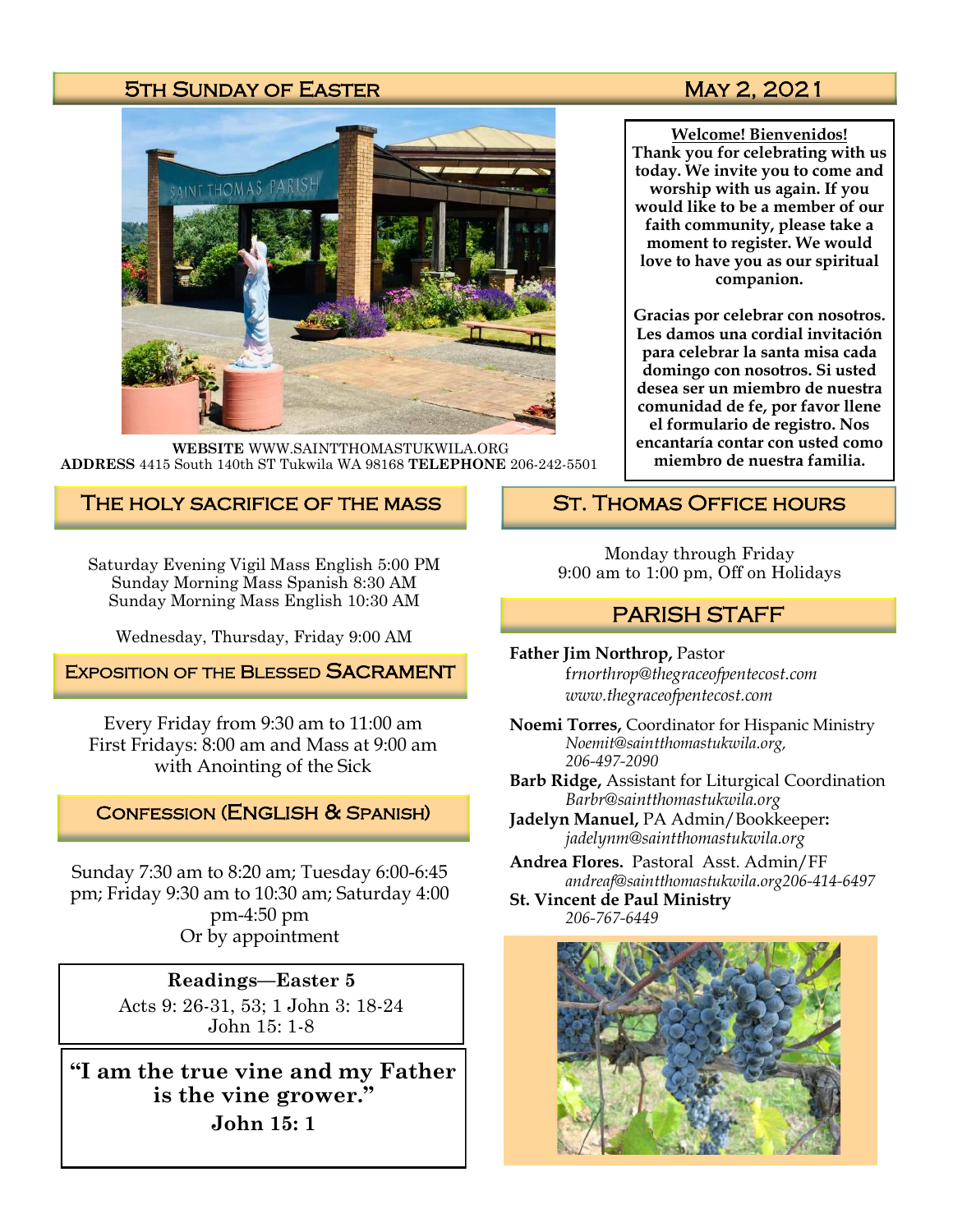# 5th Sunday of Easter — May 2, 2021

**WEBSITE** WWW.SAINTTHOMASTUKWILA.ORG
**ADDRESS** 4415 South 140th ST Tukwila WA 98168 **TELEPHONE** 206-242-5501

**Welcome! Bienvenidos!**
**Thank you for celebrating with us today. We invite you to come and worship with us again. If you would like to be a member of our faith community, please take a moment to register. We would love to have you as our spiritual companion.**

**Gracias por celebrar con nosotros. Les damos una cordial invitación para celebrar la santa misa cada domingo con nosotros. Si usted desea ser un miembro de nuestra comunidad de fe, por favor llene el formulario de registro. Nos encantaría contar con usted como miembro de nuestra familia.**

## The Holy Sacrifice of the Mass

Saturday Evening Vigil Mass English 5:00 PM
Sunday Morning Mass Spanish 8:30 AM
Sunday Morning Mass English 10:30 AM

Wednesday, Thursday, Friday 9:00 AM

## Exposition of the Blessed Sacrament

Every Friday from 9:30 am to 11:00 am
First Fridays: 8:00 am and Mass at 9:00 am with Anointing of the Sick

## Confession (English & Spanish)

Sunday 7:30 am to 8:20 am; Tuesday 6:00-6:45 pm; Friday 9:30 am to 10:30 am; Saturday 4:00 pm-4:50 pm
Or by appointment

**Readings—Easter 5**
Acts 9: 26-31, 53; 1 John 3: 18-24
John 15: 1-8

**"I am the true vine and my Father is the vine grower."**
**John 15: 1**

## St. Thomas Office Hours

Monday through Friday
9:00 am to 1:00 pm, Off on Holidays

## Parish Staff

**Father Jim Northrop,** Pastor
*frnorthrop@thegraceofpentecost.com*
*www.thegraceofpentecost.com*

**Noemi Torres,** Coordinator for Hispanic Ministry
*Noemit@saintthomastukwila.org, 206-497-2090*

**Barb Ridge,** Assistant for Liturgical Coordination
*Barbr@saintthomastukwila.org*

**Jadelyn Manuel,** PA Admin/Bookkeeper**:**
*jadelynm@saintthomastukwila.org*

**Andrea Flores.** Pastoral Asst. Admin/FF
*andreaf@saintthomastukwila.org206-414-6497*

**St. Vincent de Paul Ministry**
*206-767-6449*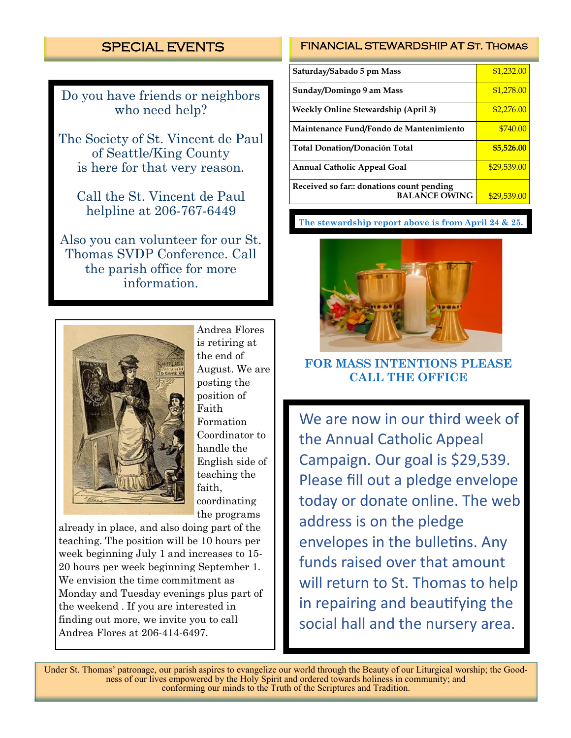## SPECIAL EVENTS

Do you have friends or neighbors who need help?

The Society of St. Vincent de Paul of Seattle/King County is here for that very reason.

Call the St. Vincent de Paul helpline at 206-767-6449

Also you can volunteer for our St. Thomas SVDP Conference. Call the parish office for more information.

Andrea Flores is retiring at the end of August. We are posting the position of Faith Formation Coordinator to handle the English side of teaching the faith, coordinating the programs already in place, and also doing part of the teaching. The position will be 10 hours per week beginning July 1 and increases to 15-20 hours per week beginning September 1. We envision the time commitment as Monday and Tuesday evenings plus part of the weekend . If you are interested in finding out more, we invite you to call Andrea Flores at 206-414-6497.

## FINANCIAL STEWARDSHIP AT ST. THOMAS

| | |
|---|---|
| **Saturday/Sabado 5 pm Mass** | $1,232.00 |
| **Sunday/Domingo 9 am Mass** | $1,278.00 |
| **Weekly Online Stewardship (April 3)** | $2,276.00 |
| **Maintenance Fund/Fondo de Mantenimiento** | $740.00 |
| **Total Donation/Donación Total** | **$5,526.00** |
| **Annual Catholic Appeal Goal** | $29,539.00 |
| **Received so far:: donations count pending BALANCE OWING** | $29,539.00 |

**The stewardship report above is from April 24 & 25.**

**FOR MASS INTENTIONS PLEASE CALL THE OFFICE**

We are now in our third week of the Annual Catholic Appeal Campaign. Our goal is $29,539. Please fill out a pledge envelope today or donate online. The web address is on the pledge envelopes in the bulletins. Any funds raised over that amount will return to St. Thomas to help in repairing and beautifying the social hall and the nursery area.

Under St. Thomas' patronage, our parish aspires to evangelize our world through the Beauty of our Liturgical worship; the Goodness of our lives empowered by the Holy Spirit and ordered towards holiness in community; and conforming our minds to the Truth of the Scriptures and Tradition.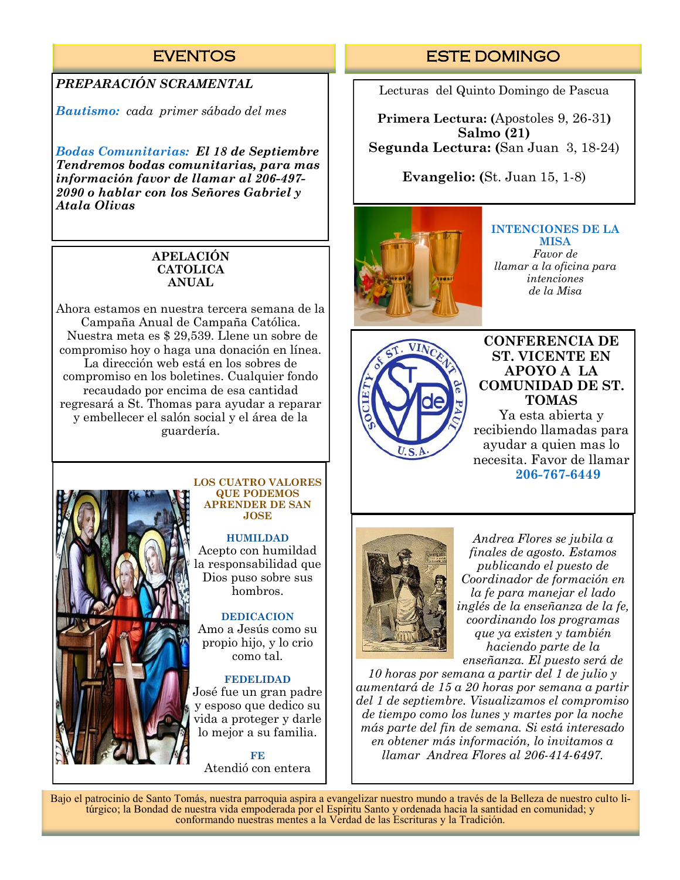## EVENTOS

***PREPARACIÓN SCRAMENTAL***

***Bautismo:*** *cada primer sábado del mes*

***Bodas Comunitarias:*** ***El 18 de Septiembre Tendremos bodas comunitarias, para mas información favor de llamar al 206-497-2090 o hablar con los Señores Gabriel y Atala Olivas***

**APELACIÓN CATOLICA ANUAL**

Ahora estamos en nuestra tercera semana de la Campaña Anual de Campaña Católica. Nuestra meta es $ 29,539. Llene un sobre de compromiso hoy o haga una donación en línea. La dirección web está en los sobres de compromiso en los boletines. Cualquier fondo recaudado por encima de esa cantidad regresará a St. Thomas para ayudar a reparar y embellecer el salón social y el área de la guardería.

**LOS CUATRO VALORES QUE PODEMOS APRENDER DE SAN JOSE**

**HUMILDAD**
Acepto con humildad la responsabilidad que Dios puso sobre sus hombros.

**DEDICACION**
Amo a Jesús como su propio hijo, y lo crio como tal.

**FEDELIDAD**
José fue un gran padre y esposo que dedico su vida a proteger y darle lo mejor a su familia.

**FE**
Atendió con entera

## ESTE DOMINGO

Lecturas del Quinto Domingo de Pascua

**Primera Lectura: (**Apostoles 9, 26-31**)**
**Salmo (21)**
**Segunda Lectura: (**San Juan 3, 18-24)

**Evangelio: (**St. Juan 15, 1-8)

**INTENCIONES DE LA MISA**
*Favor de llamar a la oficina para intenciones de la Misa*

**CONFERENCIA DE ST. VICENTE EN APOYO A LA COMUNIDAD DE ST. TOMAS**
Ya esta abierta y recibiendo llamadas para ayudar a quien mas lo necesita. Favor de llamar **206-767-6449**

*Andrea Flores se jubila a finales de agosto. Estamos publicando el puesto de Coordinador de formación en la fe para manejar el lado inglés de la enseñanza de la fe, coordinando los programas que ya existen y también haciendo parte de la enseñanza. El puesto será de 10 horas por semana a partir del 1 de julio y aumentará de 15 a 20 horas por semana a partir del 1 de septiembre. Visualizamos el compromiso de tiempo como los lunes y martes por la noche más parte del fin de semana. Si está interesado en obtener más información, lo invitamos a llamar Andrea Flores al 206-414-6497.*

Bajo el patrocinio de Santo Tomás, nuestra parroquia aspira a evangelizar nuestro mundo a través de la Belleza de nuestro culto litúrgico; la Bondad de nuestra vida empoderada por el Espíritu Santo y ordenada hacia la santidad en comunidad; y conformando nuestras mentes a la Verdad de las Escrituras y la Tradición.